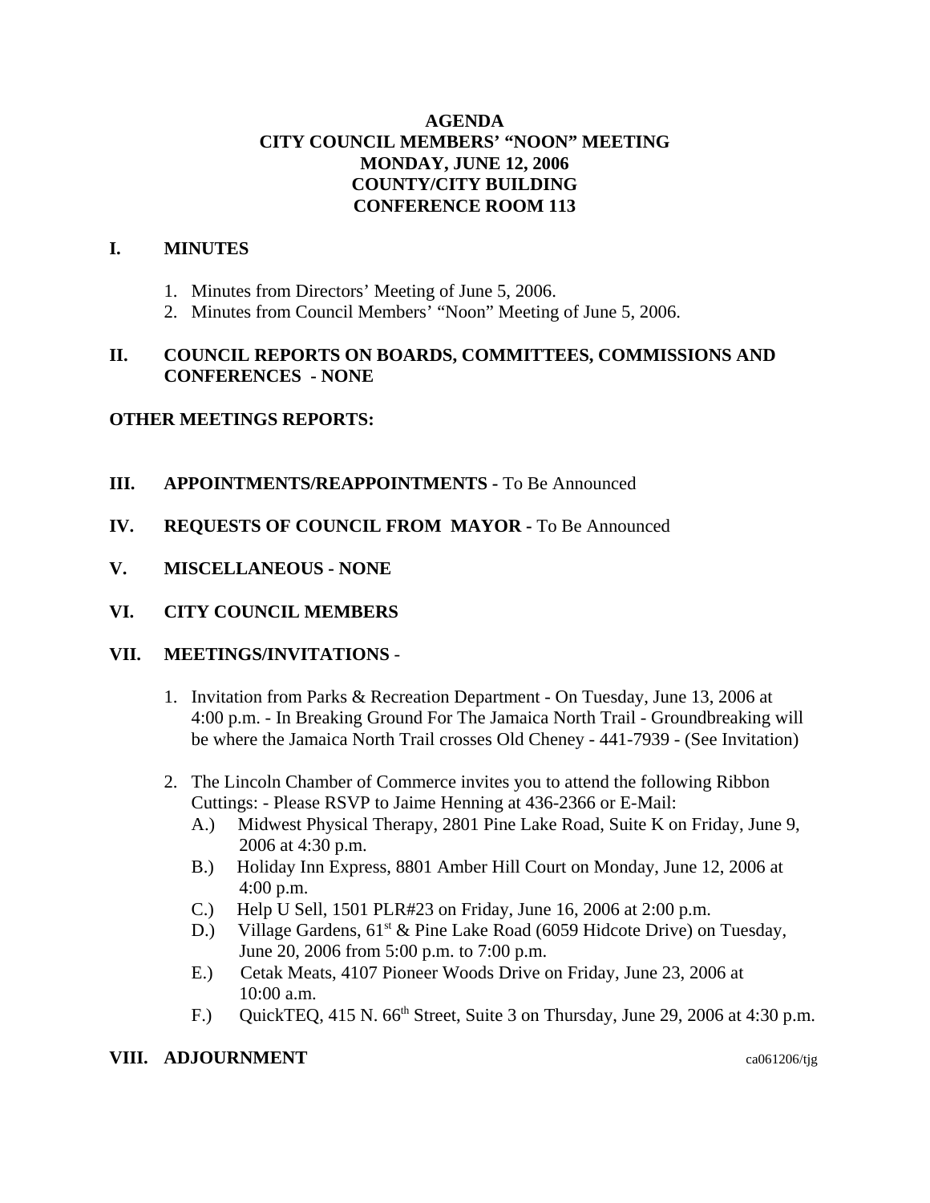# AGENDA
# CITY COUNCIL MEMBERS' "NOON" MEETING
# MONDAY, JUNE 12, 2006
# COUNTY/CITY BUILDING
# CONFERENCE ROOM 113

## I. MINUTES

1. Minutes from Directors' Meeting of June 5, 2006.
2. Minutes from Council Members' "Noon" Meeting of June 5, 2006.

## II. COUNCIL REPORTS ON BOARDS, COMMITTEES, COMMISSIONS AND CONFERENCES - NONE

**OTHER MEETINGS REPORTS:**

## III. APPOINTMENTS/REAPPOINTMENTS - To Be Announced

## IV. REQUESTS OF COUNCIL FROM MAYOR - To Be Announced

## V. MISCELLANEOUS - NONE

## VI. CITY COUNCIL MEMBERS

## VII. MEETINGS/INVITATIONS -

1. Invitation from Parks & Recreation Department - On Tuesday, June 13, 2006 at 4:00 p.m. - In Breaking Ground For The Jamaica North Trail - Groundbreaking will be where the Jamaica North Trail crosses Old Cheney - 441-7939 - (See Invitation)

2. The Lincoln Chamber of Commerce invites you to attend the following Ribbon Cuttings: - Please RSVP to Jaime Henning at 436-2366 or E-Mail:
   - A.) Midwest Physical Therapy, 2801 Pine Lake Road, Suite K on Friday, June 9, 2006 at 4:30 p.m.
   - B.) Holiday Inn Express, 8801 Amber Hill Court on Monday, June 12, 2006 at 4:00 p.m.
   - C.) Help U Sell, 1501 PLR#23 on Friday, June 16, 2006 at 2:00 p.m.
   - D.) Village Gardens, 61st & Pine Lake Road (6059 Hidcote Drive) on Tuesday, June 20, 2006 from 5:00 p.m. to 7:00 p.m.
   - E.) Cetak Meats, 4107 Pioneer Woods Drive on Friday, June 23, 2006 at 10:00 a.m.
   - F.) QuickTEQ, 415 N. 66th Street, Suite 3 on Thursday, June 29, 2006 at 4:30 p.m.

## VIII. ADJOURNMENT

ca061206/tjg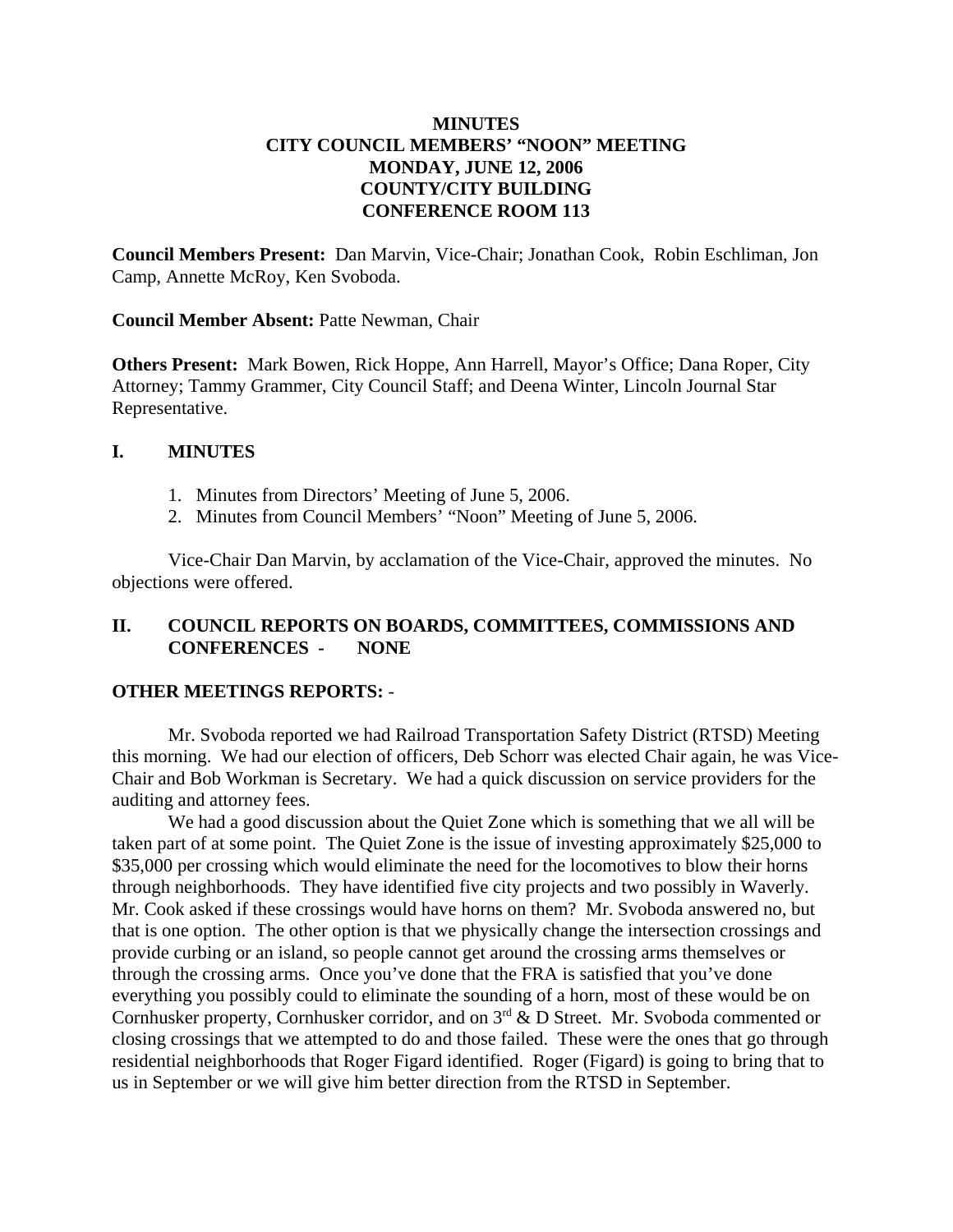**MINUTES**
**CITY COUNCIL MEMBERS' "NOON" MEETING**
**MONDAY, JUNE 12, 2006**
**COUNTY/CITY BUILDING**
**CONFERENCE ROOM 113**

**Council Members Present:** Dan Marvin, Vice-Chair; Jonathan Cook, Robin Eschliman, Jon Camp, Annette McRoy, Ken Svoboda.

**Council Member Absent:** Patte Newman, Chair

**Others Present:** Mark Bowen, Rick Hoppe, Ann Harrell, Mayor's Office; Dana Roper, City Attorney; Tammy Grammer, City Council Staff; and Deena Winter, Lincoln Journal Star Representative.

## I. MINUTES

1. Minutes from Directors' Meeting of June 5, 2006.
2. Minutes from Council Members' "Noon" Meeting of June 5, 2006.

Vice-Chair Dan Marvin, by acclamation of the Vice-Chair, approved the minutes. No objections were offered.

## II. COUNCIL REPORTS ON BOARDS, COMMITTEES, COMMISSIONS AND CONFERENCES - NONE

**OTHER MEETINGS REPORTS:** -

Mr. Svoboda reported we had Railroad Transportation Safety District (RTSD) Meeting this morning. We had our election of officers, Deb Schorr was elected Chair again, he was Vice-Chair and Bob Workman is Secretary. We had a quick discussion on service providers for the auditing and attorney fees.

We had a good discussion about the Quiet Zone which is something that we all will be taken part of at some point. The Quiet Zone is the issue of investing approximately $25,000 to $35,000 per crossing which would eliminate the need for the locomotives to blow their horns through neighborhoods. They have identified five city projects and two possibly in Waverly. Mr. Cook asked if these crossings would have horns on them? Mr. Svoboda answered no, but that is one option. The other option is that we physically change the intersection crossings and provide curbing or an island, so people cannot get around the crossing arms themselves or through the crossing arms. Once you've done that the FRA is satisfied that you've done everything you possibly could to eliminate the sounding of a horn, most of these would be on Cornhusker property, Cornhusker corridor, and on 3rd & D Street. Mr. Svoboda commented or closing crossings that we attempted to do and those failed. These were the ones that go through residential neighborhoods that Roger Figard identified. Roger (Figard) is going to bring that to us in September or we will give him better direction from the RTSD in September.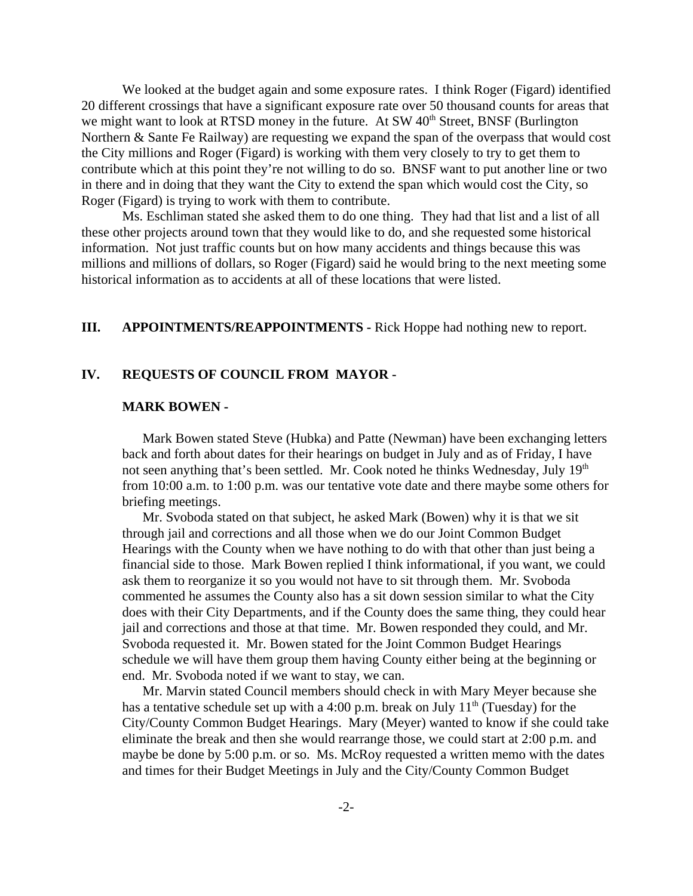We looked at the budget again and some exposure rates. I think Roger (Figard) identified 20 different crossings that have a significant exposure rate over 50 thousand counts for areas that we might want to look at RTSD money in the future. At SW 40th Street, BNSF (Burlington Northern & Sante Fe Railway) are requesting we expand the span of the overpass that would cost the City millions and Roger (Figard) is working with them very closely to try to get them to contribute which at this point they're not willing to do so. BNSF want to put another line or two in there and in doing that they want the City to extend the span which would cost the City, so Roger (Figard) is trying to work with them to contribute.

Ms. Eschliman stated she asked them to do one thing. They had that list and a list of all these other projects around town that they would like to do, and she requested some historical information. Not just traffic counts but on how many accidents and things because this was millions and millions of dollars, so Roger (Figard) said he would bring to the next meeting some historical information as to accidents at all of these locations that were listed.

**III. APPOINTMENTS/REAPPOINTMENTS -** Rick Hoppe had nothing new to report.

**IV. REQUESTS OF COUNCIL FROM MAYOR -**

**MARK BOWEN -**

Mark Bowen stated Steve (Hubka) and Patte (Newman) have been exchanging letters back and forth about dates for their hearings on budget in July and as of Friday, I have not seen anything that's been settled. Mr. Cook noted he thinks Wednesday, July 19th from 10:00 a.m. to 1:00 p.m. was our tentative vote date and there maybe some others for briefing meetings.

Mr. Svoboda stated on that subject, he asked Mark (Bowen) why it is that we sit through jail and corrections and all those when we do our Joint Common Budget Hearings with the County when we have nothing to do with that other than just being a financial side to those. Mark Bowen replied I think informational, if you want, we could ask them to reorganize it so you would not have to sit through them. Mr. Svoboda commented he assumes the County also has a sit down session similar to what the City does with their City Departments, and if the County does the same thing, they could hear jail and corrections and those at that time. Mr. Bowen responded they could, and Mr. Svoboda requested it. Mr. Bowen stated for the Joint Common Budget Hearings schedule we will have them group them having County either being at the beginning or end. Mr. Svoboda noted if we want to stay, we can.

Mr. Marvin stated Council members should check in with Mary Meyer because she has a tentative schedule set up with a 4:00 p.m. break on July 11th (Tuesday) for the City/County Common Budget Hearings. Mary (Meyer) wanted to know if she could take eliminate the break and then she would rearrange those, we could start at 2:00 p.m. and maybe be done by 5:00 p.m. or so. Ms. McRoy requested a written memo with the dates and times for their Budget Meetings in July and the City/County Common Budget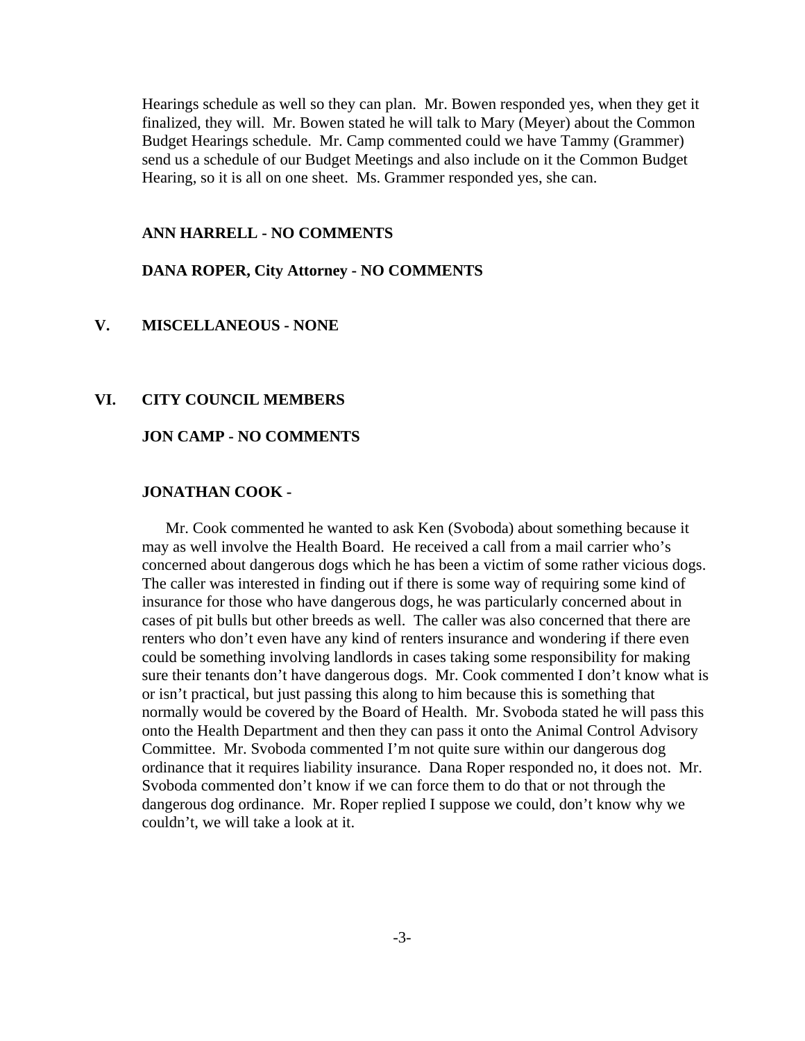Hearings schedule as well so they can plan. Mr. Bowen responded yes, when they get it finalized, they will. Mr. Bowen stated he will talk to Mary (Meyer) about the Common Budget Hearings schedule. Mr. Camp commented could we have Tammy (Grammer) send us a schedule of our Budget Meetings and also include on it the Common Budget Hearing, so it is all on one sheet. Ms. Grammer responded yes, she can.

**ANN HARRELL - NO COMMENTS**

**DANA ROPER, City Attorney - NO COMMENTS**

## V. MISCELLANEOUS - NONE

## VI. CITY COUNCIL MEMBERS

**JON CAMP - NO COMMENTS**

**JONATHAN COOK -**

Mr. Cook commented he wanted to ask Ken (Svoboda) about something because it may as well involve the Health Board. He received a call from a mail carrier who's concerned about dangerous dogs which he has been a victim of some rather vicious dogs. The caller was interested in finding out if there is some way of requiring some kind of insurance for those who have dangerous dogs, he was particularly concerned about in cases of pit bulls but other breeds as well. The caller was also concerned that there are renters who don't even have any kind of renters insurance and wondering if there even could be something involving landlords in cases taking some responsibility for making sure their tenants don't have dangerous dogs. Mr. Cook commented I don't know what is or isn't practical, but just passing this along to him because this is something that normally would be covered by the Board of Health. Mr. Svoboda stated he will pass this onto the Health Department and then they can pass it onto the Animal Control Advisory Committee. Mr. Svoboda commented I'm not quite sure within our dangerous dog ordinance that it requires liability insurance. Dana Roper responded no, it does not. Mr. Svoboda commented don't know if we can force them to do that or not through the dangerous dog ordinance. Mr. Roper replied I suppose we could, don't know why we couldn't, we will take a look at it.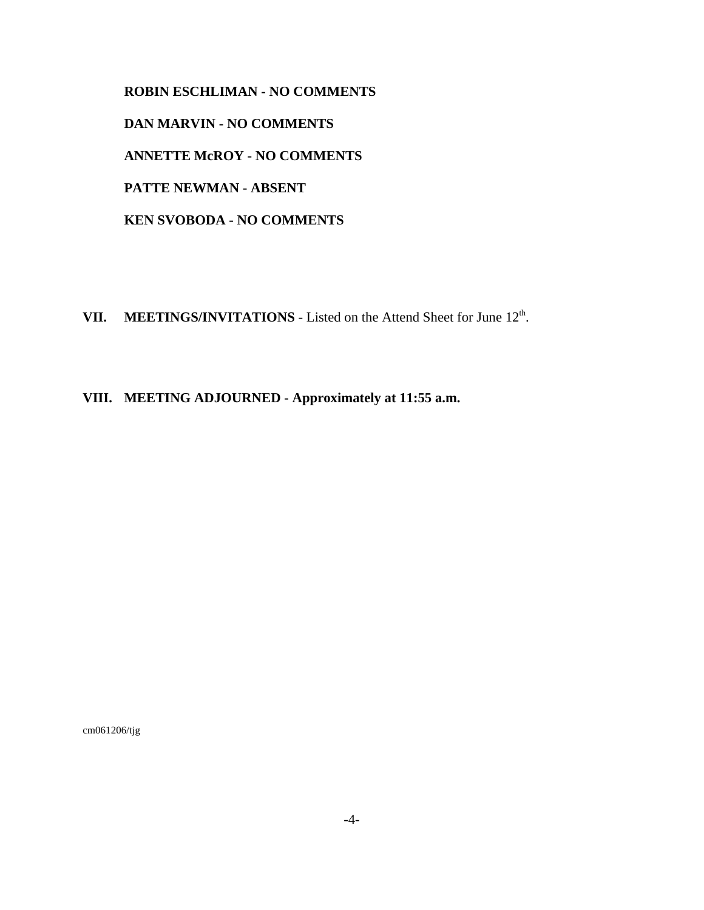**ROBIN ESCHLIMAN - NO COMMENTS**

**DAN MARVIN - NO COMMENTS**

**ANNETTE McROY - NO COMMENTS**

**PATTE NEWMAN - ABSENT**

**KEN SVOBODA - NO COMMENTS**

**VII. MEETINGS/INVITATIONS** - Listed on the Attend Sheet for June 12th.

**VIII. MEETING ADJOURNED - Approximately at 11:55 a.m.**

cm061206/tjg